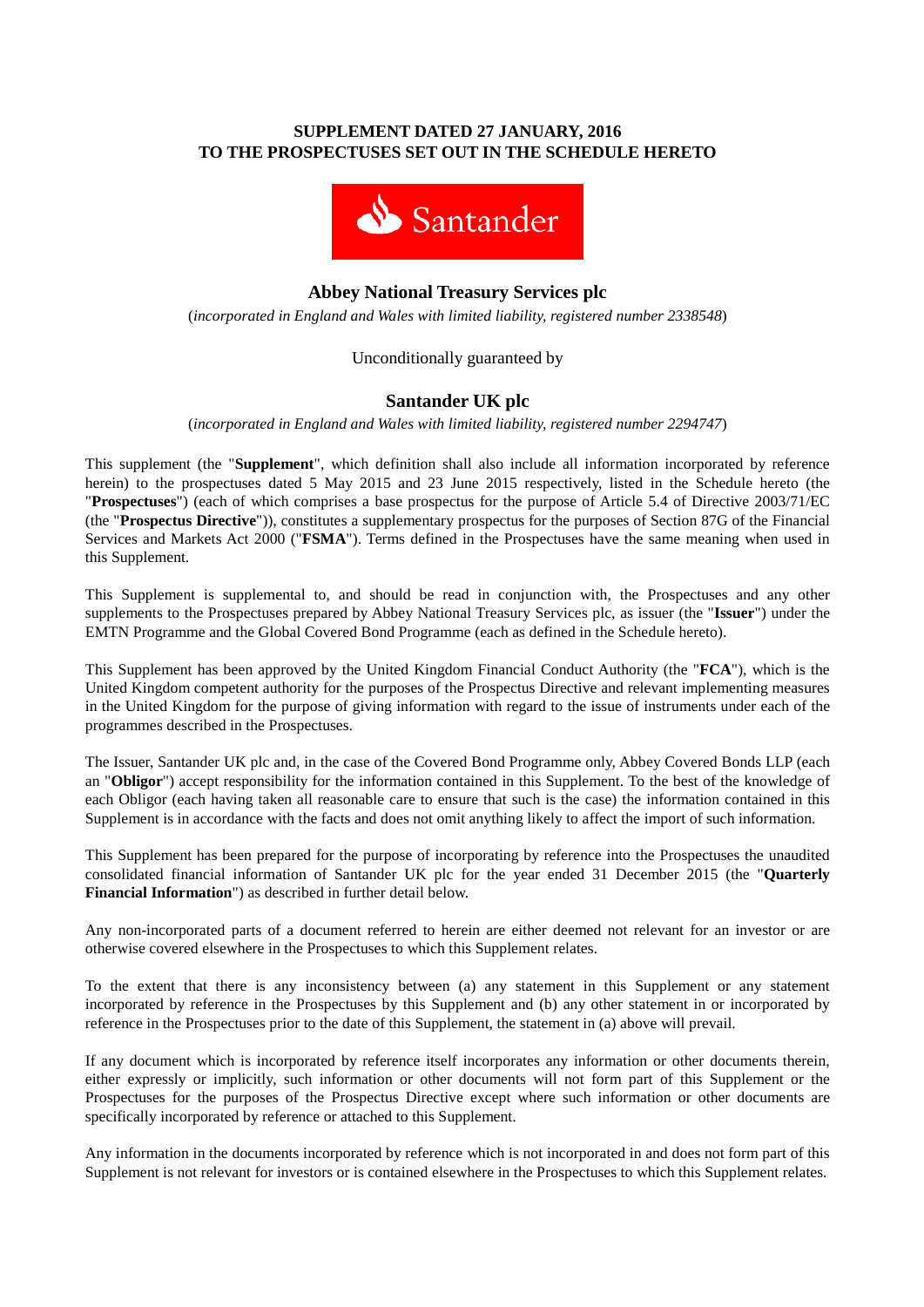**SUPPLEMENT DATED 27 JANUARY, 2016**
**TO THE PROSPECTUSES SET OUT IN THE SCHEDULE HERETO**

Santander

## Abbey National Treasury Services plc

(*incorporated in England and Wales with limited liability, registered number 2338548*)

Unconditionally guaranteed by

## Santander UK plc

(*incorporated in England and Wales with limited liability, registered number 2294747*)

This supplement (the "**Supplement**", which definition shall also include all information incorporated by reference herein) to the prospectuses dated 5 May 2015 and 23 June 2015 respectively, listed in the Schedule hereto (the "**Prospectuses**") (each of which comprises a base prospectus for the purpose of Article 5.4 of Directive 2003/71/EC (the "**Prospectus Directive**")), constitutes a supplementary prospectus for the purposes of Section 87G of the Financial Services and Markets Act 2000 ("**FSMA**"). Terms defined in the Prospectuses have the same meaning when used in this Supplement.

This Supplement is supplemental to, and should be read in conjunction with, the Prospectuses and any other supplements to the Prospectuses prepared by Abbey National Treasury Services plc, as issuer (the "**Issuer**") under the EMTN Programme and the Global Covered Bond Programme (each as defined in the Schedule hereto).

This Supplement has been approved by the United Kingdom Financial Conduct Authority (the "**FCA**"), which is the United Kingdom competent authority for the purposes of the Prospectus Directive and relevant implementing measures in the United Kingdom for the purpose of giving information with regard to the issue of instruments under each of the programmes described in the Prospectuses.

The Issuer, Santander UK plc and, in the case of the Covered Bond Programme only, Abbey Covered Bonds LLP (each an "**Obligor**") accept responsibility for the information contained in this Supplement. To the best of the knowledge of each Obligor (each having taken all reasonable care to ensure that such is the case) the information contained in this Supplement is in accordance with the facts and does not omit anything likely to affect the import of such information.

This Supplement has been prepared for the purpose of incorporating by reference into the Prospectuses the unaudited consolidated financial information of Santander UK plc for the year ended 31 December 2015 (the "**Quarterly Financial Information**") as described in further detail below.

Any non-incorporated parts of a document referred to herein are either deemed not relevant for an investor or are otherwise covered elsewhere in the Prospectuses to which this Supplement relates.

To the extent that there is any inconsistency between (a) any statement in this Supplement or any statement incorporated by reference in the Prospectuses by this Supplement and (b) any other statement in or incorporated by reference in the Prospectuses prior to the date of this Supplement, the statement in (a) above will prevail.

If any document which is incorporated by reference itself incorporates any information or other documents therein, either expressly or implicitly, such information or other documents will not form part of this Supplement or the Prospectuses for the purposes of the Prospectus Directive except where such information or other documents are specifically incorporated by reference or attached to this Supplement.

Any information in the documents incorporated by reference which is not incorporated in and does not form part of this Supplement is not relevant for investors or is contained elsewhere in the Prospectuses to which this Supplement relates.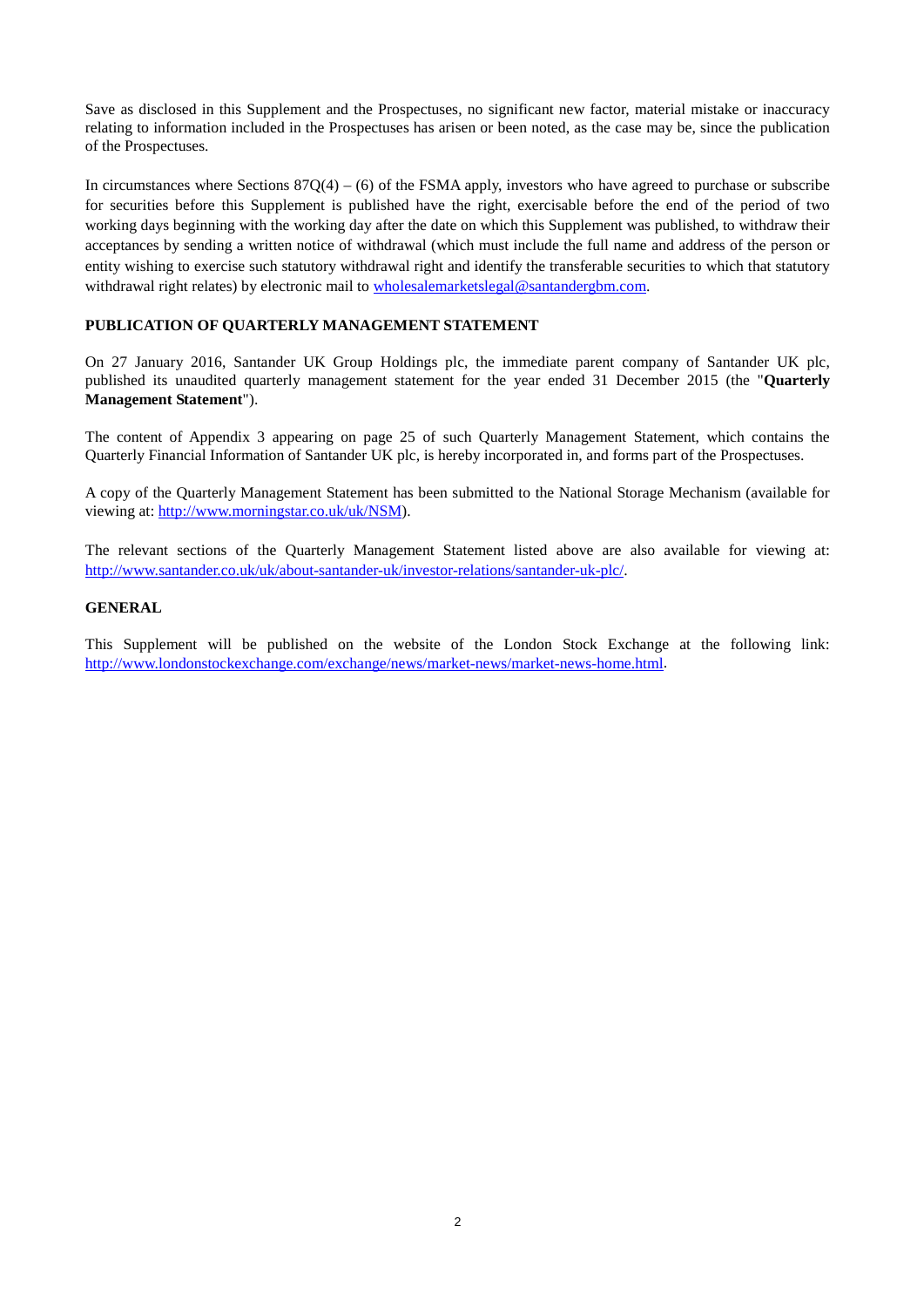Save as disclosed in this Supplement and the Prospectuses, no significant new factor, material mistake or inaccuracy relating to information included in the Prospectuses has arisen or been noted, as the case may be, since the publication of the Prospectuses.

In circumstances where Sections 87Q(4) – (6) of the FSMA apply, investors who have agreed to purchase or subscribe for securities before this Supplement is published have the right, exercisable before the end of the period of two working days beginning with the working day after the date on which this Supplement was published, to withdraw their acceptances by sending a written notice of withdrawal (which must include the full name and address of the person or entity wishing to exercise such statutory withdrawal right and identify the transferable securities to which that statutory withdrawal right relates) by electronic mail to wholesalemarketslegal@santandergbm.com.

**PUBLICATION OF QUARTERLY MANAGEMENT STATEMENT**

On 27 January 2016, Santander UK Group Holdings plc, the immediate parent company of Santander UK plc, published its unaudited quarterly management statement for the year ended 31 December 2015 (the "**Quarterly Management Statement**").

The content of Appendix 3 appearing on page 25 of such Quarterly Management Statement, which contains the Quarterly Financial Information of Santander UK plc, is hereby incorporated in, and forms part of the Prospectuses.

A copy of the Quarterly Management Statement has been submitted to the National Storage Mechanism (available for viewing at: http://www.morningstar.co.uk/uk/NSM).

The relevant sections of the Quarterly Management Statement listed above are also available for viewing at: http://www.santander.co.uk/uk/about-santander-uk/investor-relations/santander-uk-plc/.

**GENERAL**

This Supplement will be published on the website of the London Stock Exchange at the following link: http://www.londonstockexchange.com/exchange/news/market-news/market-news-home.html.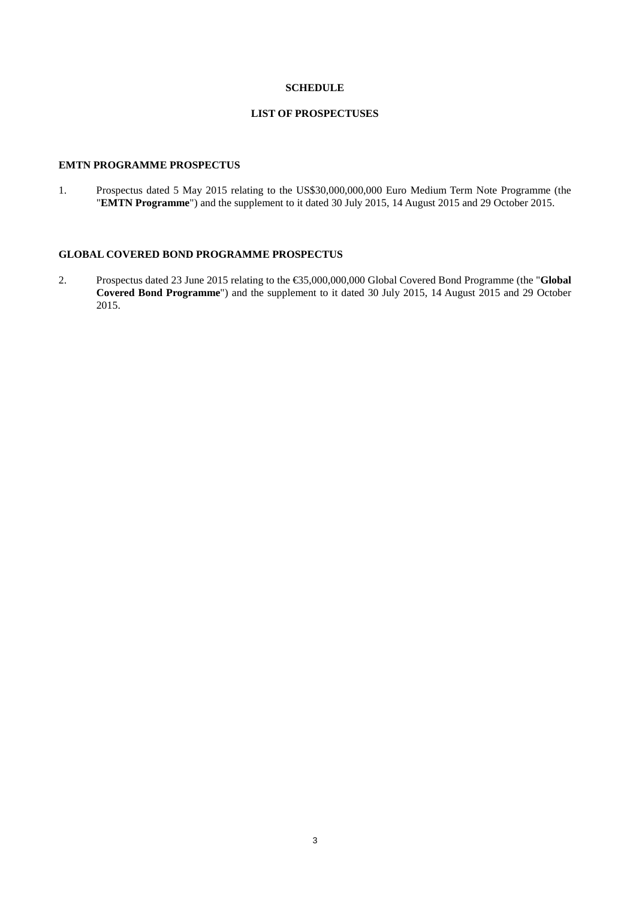# SCHEDULE

## LIST OF PROSPECTUSES

### EMTN PROGRAMME PROSPECTUS

1. Prospectus dated 5 May 2015 relating to the US$30,000,000,000 Euro Medium Term Note Programme (the "**EMTN Programme**") and the supplement to it dated 30 July 2015, 14 August 2015 and 29 October 2015.

### GLOBAL COVERED BOND PROGRAMME PROSPECTUS

2. Prospectus dated 23 June 2015 relating to the €35,000,000,000 Global Covered Bond Programme (the "**Global Covered Bond Programme**") and the supplement to it dated 30 July 2015, 14 August 2015 and 29 October 2015.